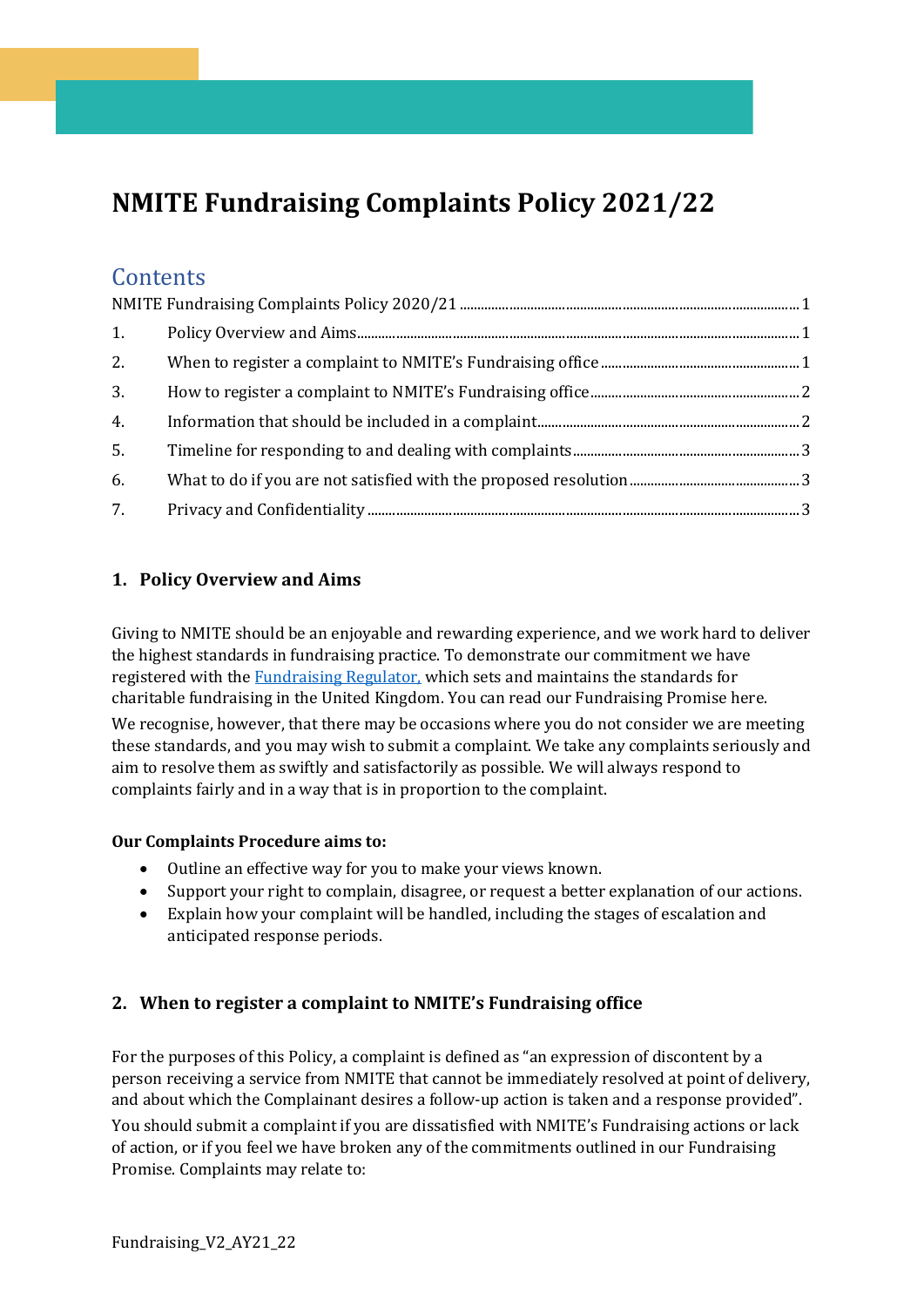# NMITE Fundraising Complaints Policy 2021/22

## Contents

NMITE Fundraising Complaints Policy 2020/21 .......... 1
1. Policy Overview and Aims .......... 1
2. When to register a complaint to NMITE's Fundraising office .......... 1
3. How to register a complaint to NMITE's Fundraising office .......... 2
4. Information that should be included in a complaint .......... 2
5. Timeline for responding to and dealing with complaints .......... 3
6. What to do if you are not satisfied with the proposed resolution .......... 3
7. Privacy and Confidentiality .......... 3

### 1. Policy Overview and Aims

Giving to NMITE should be an enjoyable and rewarding experience, and we work hard to deliver the highest standards in fundraising practice. To demonstrate our commitment we have registered with the Fundraising Regulator, which sets and maintains the standards for charitable fundraising in the United Kingdom. You can read our Fundraising Promise here.

We recognise, however, that there may be occasions where you do not consider we are meeting these standards, and you may wish to submit a complaint. We take any complaints seriously and aim to resolve them as swiftly and satisfactorily as possible. We will always respond to complaints fairly and in a way that is in proportion to the complaint.

**Our Complaints Procedure aims to:**

- Outline an effective way for you to make your views known.
- Support your right to complain, disagree, or request a better explanation of our actions.
- Explain how your complaint will be handled, including the stages of escalation and anticipated response periods.

### 2. When to register a complaint to NMITE's Fundraising office

For the purposes of this Policy, a complaint is defined as "an expression of discontent by a person receiving a service from NMITE that cannot be immediately resolved at point of delivery, and about which the Complainant desires a follow-up action is taken and a response provided".

You should submit a complaint if you are dissatisfied with NMITE's Fundraising actions or lack of action, or if you feel we have broken any of the commitments outlined in our Fundraising Promise. Complaints may relate to: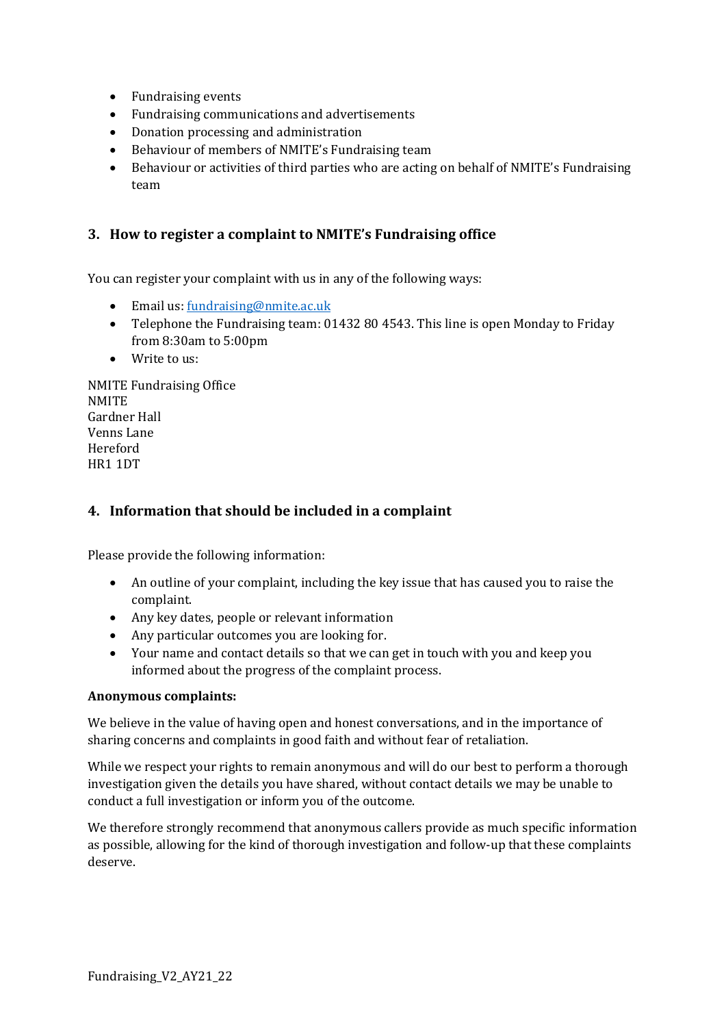- Fundraising events
- Fundraising communications and advertisements
- Donation processing and administration
- Behaviour of members of NMITE's Fundraising team
- Behaviour or activities of third parties who are acting on behalf of NMITE's Fundraising team

## 3. How to register a complaint to NMITE's Fundraising office

You can register your complaint with us in any of the following ways:

- Email us: fundraising@nmite.ac.uk
- Telephone the Fundraising team: 01432 80 4543. This line is open Monday to Friday from 8:30am to 5:00pm
- Write to us:

NMITE Fundraising Office
NMITE
Gardner Hall
Venns Lane
Hereford
HR1 1DT

## 4. Information that should be included in a complaint

Please provide the following information:

- An outline of your complaint, including the key issue that has caused you to raise the complaint.
- Any key dates, people or relevant information
- Any particular outcomes you are looking for.
- Your name and contact details so that we can get in touch with you and keep you informed about the progress of the complaint process.

**Anonymous complaints:**

We believe in the value of having open and honest conversations, and in the importance of sharing concerns and complaints in good faith and without fear of retaliation.

While we respect your rights to remain anonymous and will do our best to perform a thorough investigation given the details you have shared, without contact details we may be unable to conduct a full investigation or inform you of the outcome.

We therefore strongly recommend that anonymous callers provide as much specific information as possible, allowing for the kind of thorough investigation and follow-up that these complaints deserve.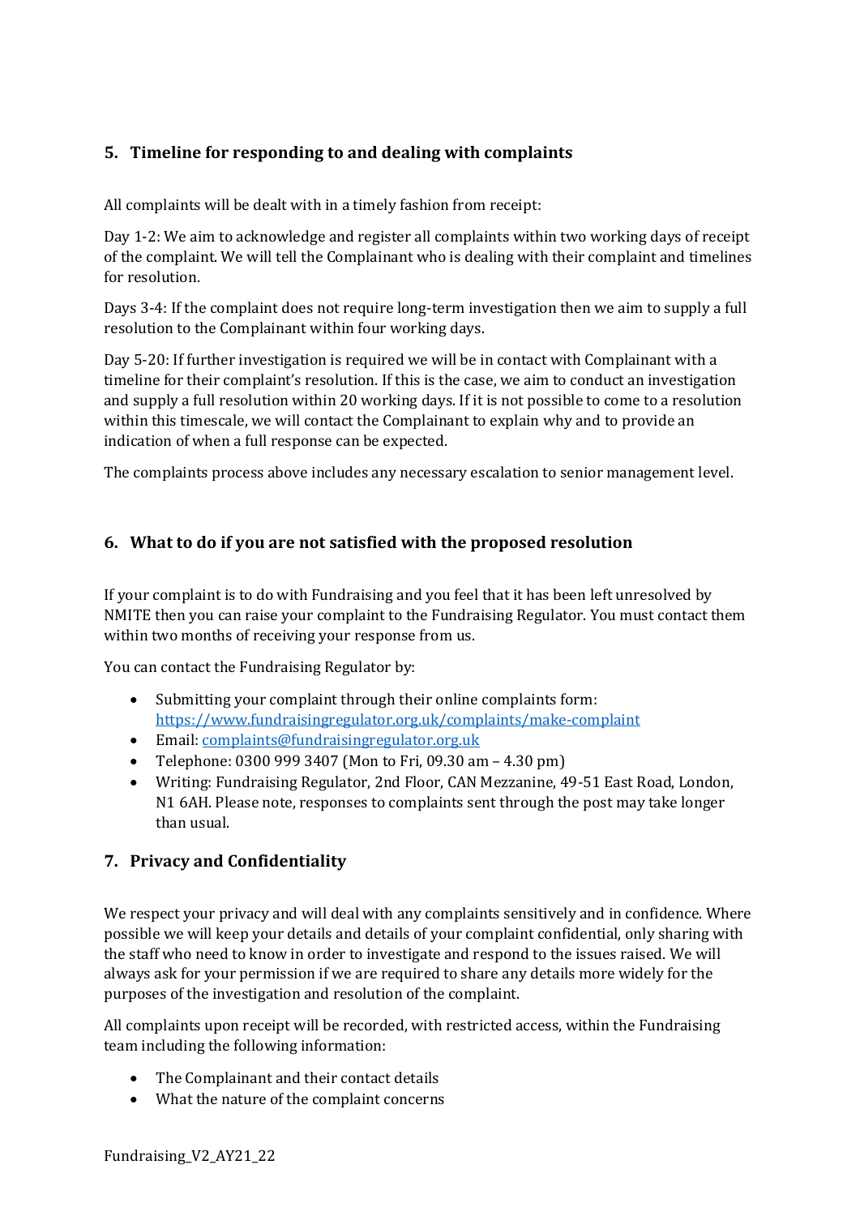## 5. Timeline for responding to and dealing with complaints

All complaints will be dealt with in a timely fashion from receipt:

Day 1-2: We aim to acknowledge and register all complaints within two working days of receipt of the complaint. We will tell the Complainant who is dealing with their complaint and timelines for resolution.

Days 3-4: If the complaint does not require long-term investigation then we aim to supply a full resolution to the Complainant within four working days.

Day 5-20: If further investigation is required we will be in contact with Complainant with a timeline for their complaint's resolution. If this is the case, we aim to conduct an investigation and supply a full resolution within 20 working days. If it is not possible to come to a resolution within this timescale, we will contact the Complainant to explain why and to provide an indication of when a full response can be expected.

The complaints process above includes any necessary escalation to senior management level.

## 6. What to do if you are not satisfied with the proposed resolution

If your complaint is to do with Fundraising and you feel that it has been left unresolved by NMITE then you can raise your complaint to the Fundraising Regulator. You must contact them within two months of receiving your response from us.

You can contact the Fundraising Regulator by:

- Submitting your complaint through their online complaints form: [https://www.fundraisingregulator.org.uk/complaints/make-complaint](https://www.fundraisingregulator.org.uk/complaints/make-complaint)
- Email: [complaints@fundraisingregulator.org.uk](mailto:complaints@fundraisingregulator.org.uk)
- Telephone: 0300 999 3407 (Mon to Fri, 09.30 am – 4.30 pm)
- Writing: Fundraising Regulator, 2nd Floor, CAN Mezzanine, 49-51 East Road, London, N1 6AH. Please note, responses to complaints sent through the post may take longer than usual.

## 7. Privacy and Confidentiality

We respect your privacy and will deal with any complaints sensitively and in confidence. Where possible we will keep your details and details of your complaint confidential, only sharing with the staff who need to know in order to investigate and respond to the issues raised. We will always ask for your permission if we are required to share any details more widely for the purposes of the investigation and resolution of the complaint.

All complaints upon receipt will be recorded, with restricted access, within the Fundraising team including the following information:

- The Complainant and their contact details
- What the nature of the complaint concerns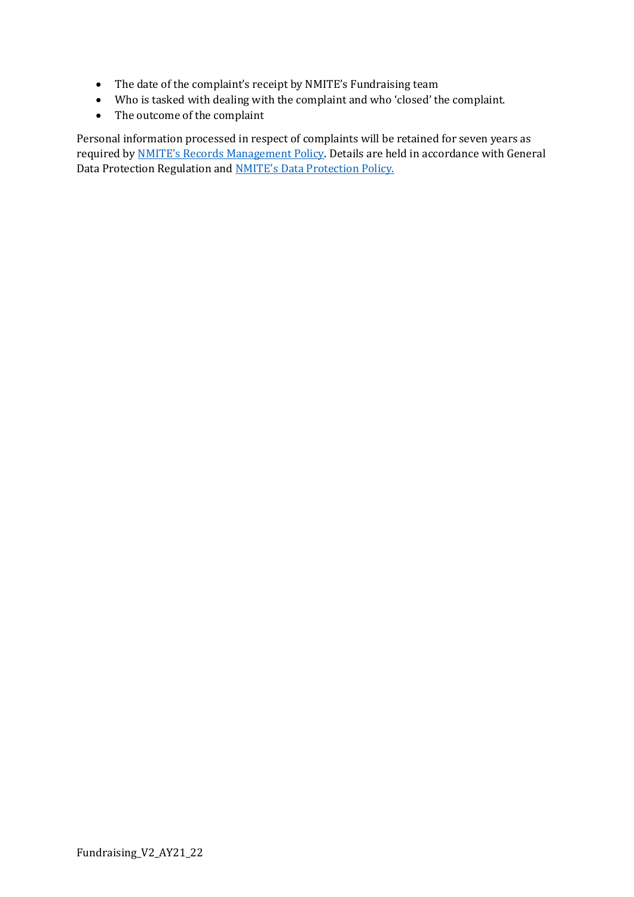- The date of the complaint's receipt by NMITE's Fundraising team
- Who is tasked with dealing with the complaint and who 'closed' the complaint.
- The outcome of the complaint

Personal information processed in respect of complaints will be retained for seven years as required by [NMITE's Records Management Policy](). Details are held in accordance with General Data Protection Regulation and [NMITE's Data Protection Policy.]()